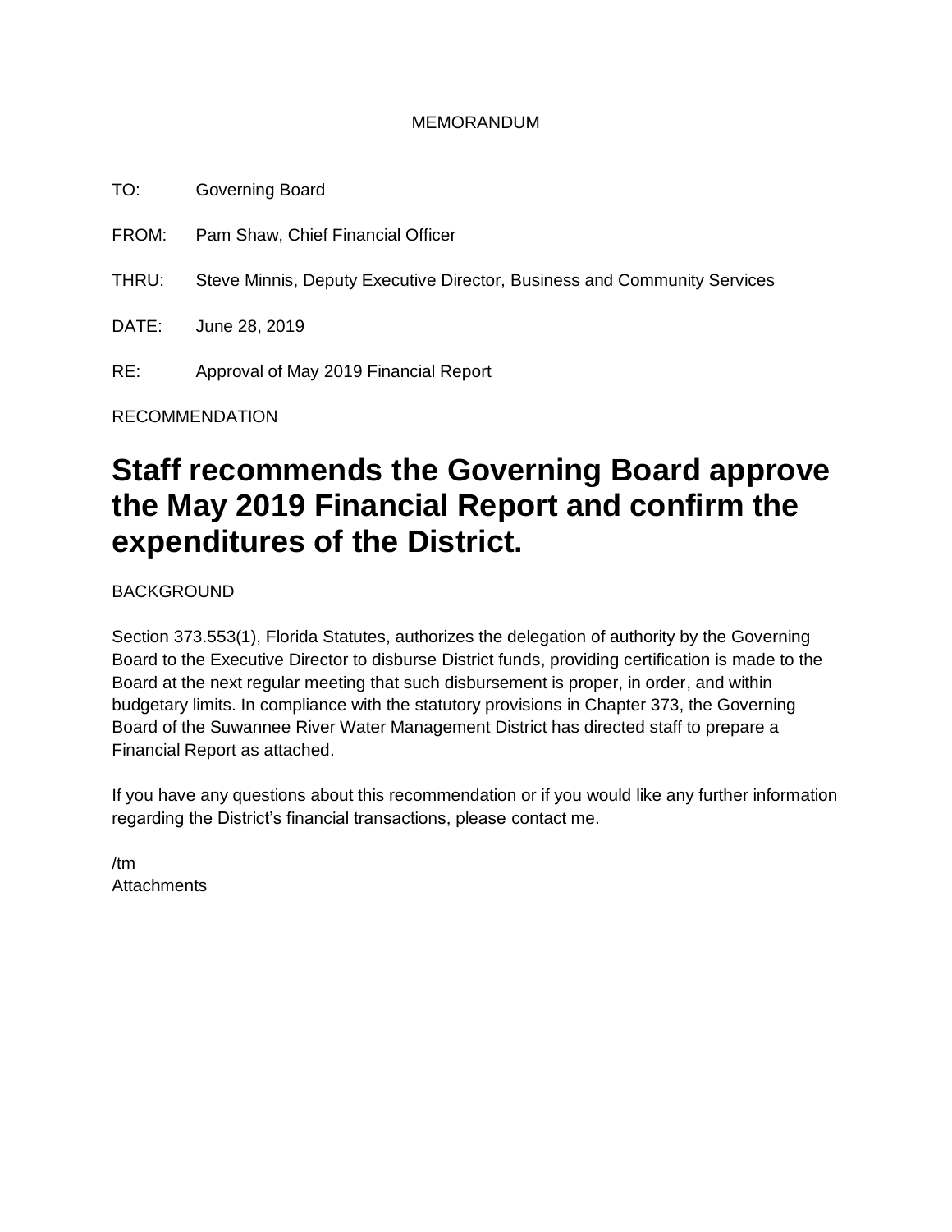MEMORANDUM

TO: Governing Board

FROM: Pam Shaw, Chief Financial Officer

THRU: Steve Minnis, Deputy Executive Director, Business and Community Services

DATE: June 28, 2019

RE: Approval of May 2019 Financial Report

RECOMMENDATION

# Staff recommends the Governing Board approve the May 2019 Financial Report and confirm the expenditures of the District.

BACKGROUND

Section 373.553(1), Florida Statutes, authorizes the delegation of authority by the Governing Board to the Executive Director to disburse District funds, providing certification is made to the Board at the next regular meeting that such disbursement is proper, in order, and within budgetary limits. In compliance with the statutory provisions in Chapter 373, the Governing Board of the Suwannee River Water Management District has directed staff to prepare a Financial Report as attached.

If you have any questions about this recommendation or if you would like any further information regarding the District's financial transactions, please contact me.

/tm
Attachments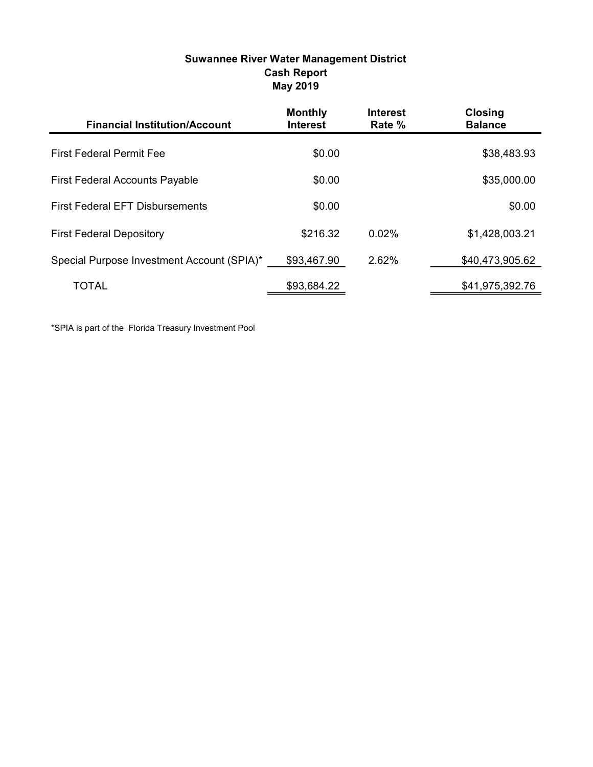# Suwannee River Water Management District
## Cash Report
## May 2019

| Financial Institution/Account | Monthly Interest | Interest Rate % | Closing Balance |
|---|---|---|---|
| First Federal Permit Fee | $0.00 | | $38,483.93 |
| First Federal Accounts Payable | $0.00 | | $35,000.00 |
| First Federal EFT Disbursements | $0.00 | | $0.00 |
| First Federal Depository | $216.32 | 0.02% | $1,428,003.21 |
| Special Purpose Investment Account (SPIA)* | $93,467.90 | 2.62% | $40,473,905.62 |
| TOTAL | $93,684.22 | | $41,975,392.76 |

*SPIA is part of the Florida Treasury Investment Pool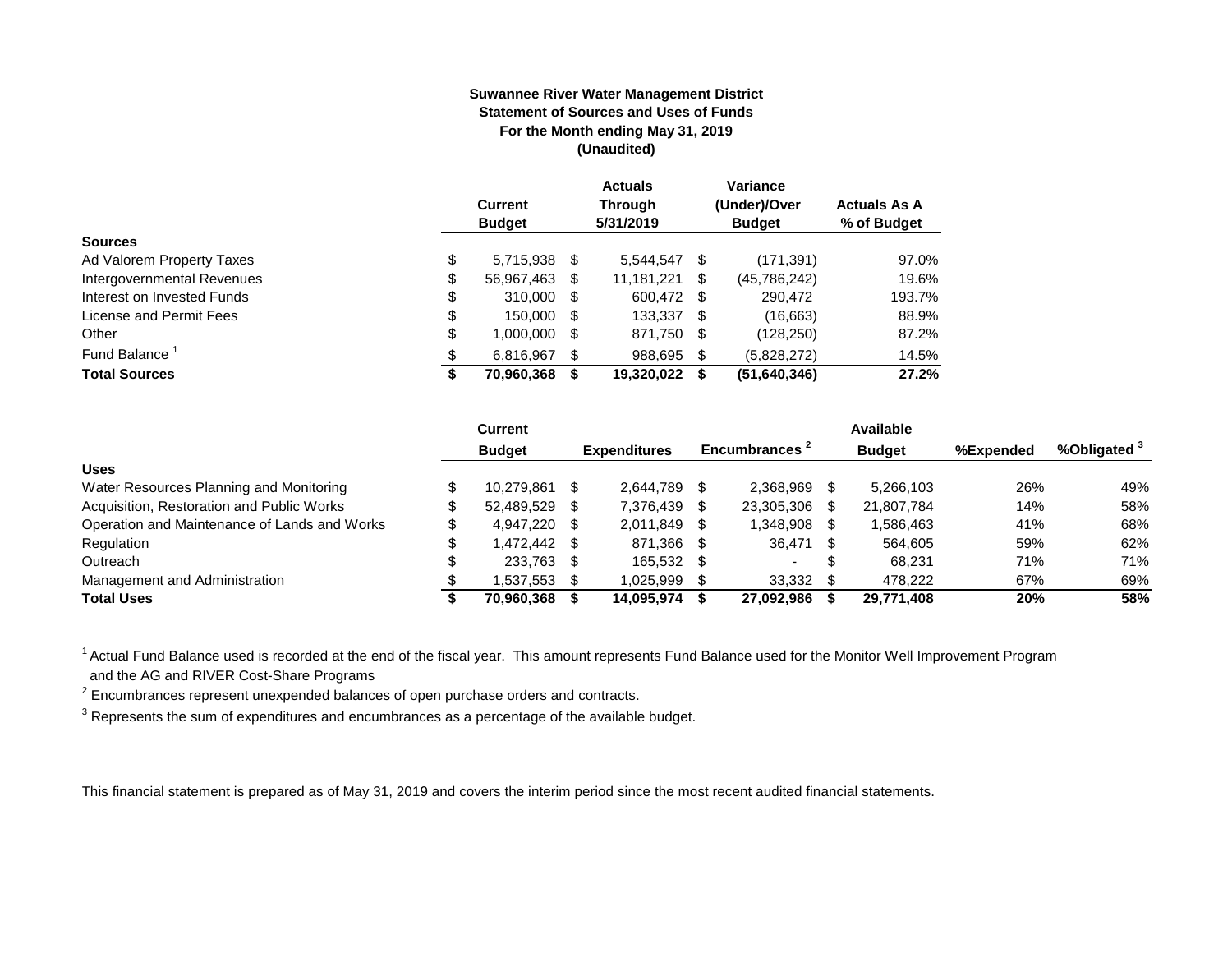**Suwannee River Water Management District**
**Statement of Sources and Uses of Funds**
**For the Month ending May 31, 2019**
**(Unaudited)**

| | Current Budget | Actuals Through 5/31/2019 | Variance (Under)/Over Budget | Actuals As A % of Budget |
|---|---|---|---|---|
| **Sources** | | | | |
| Ad Valorem Property Taxes | $ 5,715,938 | $ 5,544,547 | $ (171,391) | 97.0% |
| Intergovernmental Revenues | $ 56,967,463 | $ 11,181,221 | $ (45,786,242) | 19.6% |
| Interest on Invested Funds | $ 310,000 | $ 600,472 | $ 290,472 | 193.7% |
| License and Permit Fees | $ 150,000 | $ 133,337 | $ (16,663) | 88.9% |
| Other | $ 1,000,000 | $ 871,750 | $ (128,250) | 87.2% |
| Fund Balance [1] | $ 6,816,967 | $ 988,695 | $ (5,828,272) | 14.5% |
| **Total Sources** | **$ 70,960,368** | **$ 19,320,022** | **$ (51,640,346)** | **27.2%** |

| | Current Budget | Expenditures | Encumbrances [2] | Available Budget | %Expended | %Obligated [3] |
|---|---|---|---|---|---|---|
| **Uses** | | | | | | |
| Water Resources Planning and Monitoring | $ 10,279,861 | $ 2,644,789 | $ 2,368,969 | $ 5,266,103 | 26% | 49% |
| Acquisition, Restoration and Public Works | $ 52,489,529 | $ 7,376,439 | $ 23,305,306 | $ 21,807,784 | 14% | 58% |
| Operation and Maintenance of Lands and Works | $ 4,947,220 | $ 2,011,849 | $ 1,348,908 | $ 1,586,463 | 41% | 68% |
| Regulation | $ 1,472,442 | $ 871,366 | $ 36,471 | $ 564,605 | 59% | 62% |
| Outreach | $ 233,763 | $ 165,532 | $ - | $ 68,231 | 71% | 71% |
| Management and Administration | $ 1,537,553 | $ 1,025,999 | $ 33,332 | $ 478,222 | 67% | 69% |
| **Total Uses** | **$ 70,960,368** | **$ 14,095,974** | **$ 27,092,986** | **$ 29,771,408** | **20%** | **58%** |

[1] Actual Fund Balance used is recorded at the end of the fiscal year. This amount represents Fund Balance used for the Monitor Well Improvement Program and the AG and RIVER Cost-Share Programs

[2] Encumbrances represent unexpended balances of open purchase orders and contracts.

[3] Represents the sum of expenditures and encumbrances as a percentage of the available budget.

This financial statement is prepared as of May 31, 2019 and covers the interim period since the most recent audited financial statements.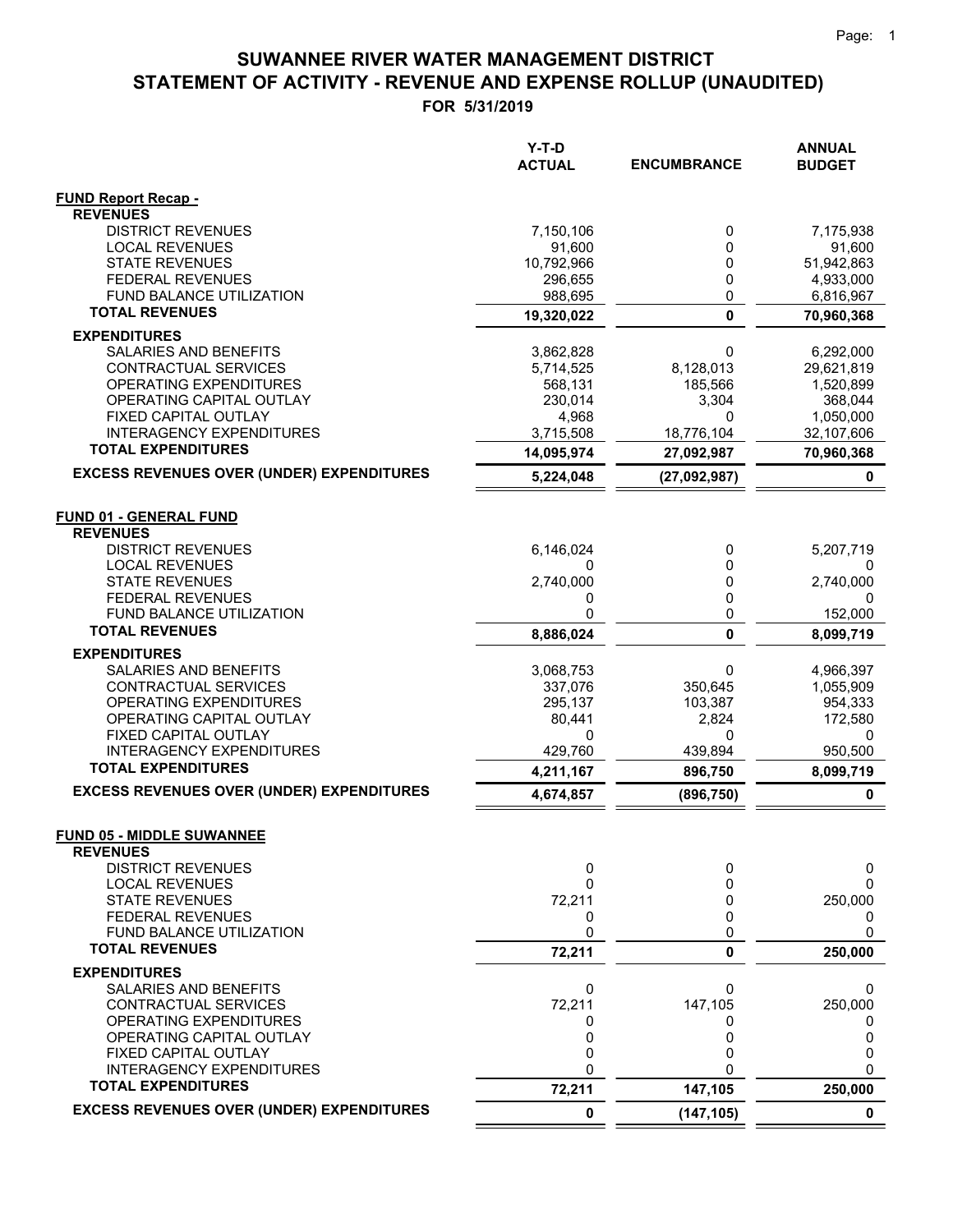# SUWANNEE RIVER WATER MANAGEMENT DISTRICT
## STATEMENT OF ACTIVITY - REVENUE AND EXPENSE ROLLUP (UNAUDITED)
### FOR 5/31/2019

| | Y-T-D ACTUAL | ENCUMBRANCE | ANNUAL BUDGET |
|---|---|---|---|
| **FUND Report Recap -** | | | |
| **REVENUES** | | | |
| DISTRICT REVENUES | 7,150,106 | 0 | 7,175,938 |
| LOCAL REVENUES | 91,600 | 0 | 91,600 |
| STATE REVENUES | 10,792,966 | 0 | 51,942,863 |
| FEDERAL REVENUES | 296,655 | 0 | 4,933,000 |
| FUND BALANCE UTILIZATION | 988,695 | 0 | 6,816,967 |
| **TOTAL REVENUES** | **19,320,022** | **0** | **70,960,368** |
| **EXPENDITURES** | | | |
| SALARIES AND BENEFITS | 3,862,828 | 0 | 6,292,000 |
| CONTRACTUAL SERVICES | 5,714,525 | 8,128,013 | 29,621,819 |
| OPERATING EXPENDITURES | 568,131 | 185,566 | 1,520,899 |
| OPERATING CAPITAL OUTLAY | 230,014 | 3,304 | 368,044 |
| FIXED CAPITAL OUTLAY | 4,968 | 0 | 1,050,000 |
| INTERAGENCY EXPENDITURES | 3,715,508 | 18,776,104 | 32,107,606 |
| **TOTAL EXPENDITURES** | **14,095,974** | **27,092,987** | **70,960,368** |
| **EXCESS REVENUES OVER (UNDER) EXPENDITURES** | **5,224,048** | **(27,092,987)** | **0** |
| | | | |
| **FUND 01 - GENERAL FUND** | | | |
| **REVENUES** | | | |
| DISTRICT REVENUES | 6,146,024 | 0 | 5,207,719 |
| LOCAL REVENUES | 0 | 0 | 0 |
| STATE REVENUES | 2,740,000 | 0 | 2,740,000 |
| FEDERAL REVENUES | 0 | 0 | 0 |
| FUND BALANCE UTILIZATION | 0 | 0 | 152,000 |
| **TOTAL REVENUES** | **8,886,024** | **0** | **8,099,719** |
| **EXPENDITURES** | | | |
| SALARIES AND BENEFITS | 3,068,753 | 0 | 4,966,397 |
| CONTRACTUAL SERVICES | 337,076 | 350,645 | 1,055,909 |
| OPERATING EXPENDITURES | 295,137 | 103,387 | 954,333 |
| OPERATING CAPITAL OUTLAY | 80,441 | 2,824 | 172,580 |
| FIXED CAPITAL OUTLAY | 0 | 0 | 0 |
| INTERAGENCY EXPENDITURES | 429,760 | 439,894 | 950,500 |
| **TOTAL EXPENDITURES** | **4,211,167** | **896,750** | **8,099,719** |
| **EXCESS REVENUES OVER (UNDER) EXPENDITURES** | **4,674,857** | **(896,750)** | **0** |
| | | | |
| **FUND 05 - MIDDLE SUWANNEE** | | | |
| **REVENUES** | | | |
| DISTRICT REVENUES | 0 | 0 | 0 |
| LOCAL REVENUES | 0 | 0 | 0 |
| STATE REVENUES | 72,211 | 0 | 250,000 |
| FEDERAL REVENUES | 0 | 0 | 0 |
| FUND BALANCE UTILIZATION | 0 | 0 | 0 |
| **TOTAL REVENUES** | **72,211** | **0** | **250,000** |
| **EXPENDITURES** | | | |
| SALARIES AND BENEFITS | 0 | 0 | 0 |
| CONTRACTUAL SERVICES | 72,211 | 147,105 | 250,000 |
| OPERATING EXPENDITURES | 0 | 0 | 0 |
| OPERATING CAPITAL OUTLAY | 0 | 0 | 0 |
| FIXED CAPITAL OUTLAY | 0 | 0 | 0 |
| INTERAGENCY EXPENDITURES | 0 | 0 | 0 |
| **TOTAL EXPENDITURES** | **72,211** | **147,105** | **250,000** |
| **EXCESS REVENUES OVER (UNDER) EXPENDITURES** | **0** | **(147,105)** | **0** |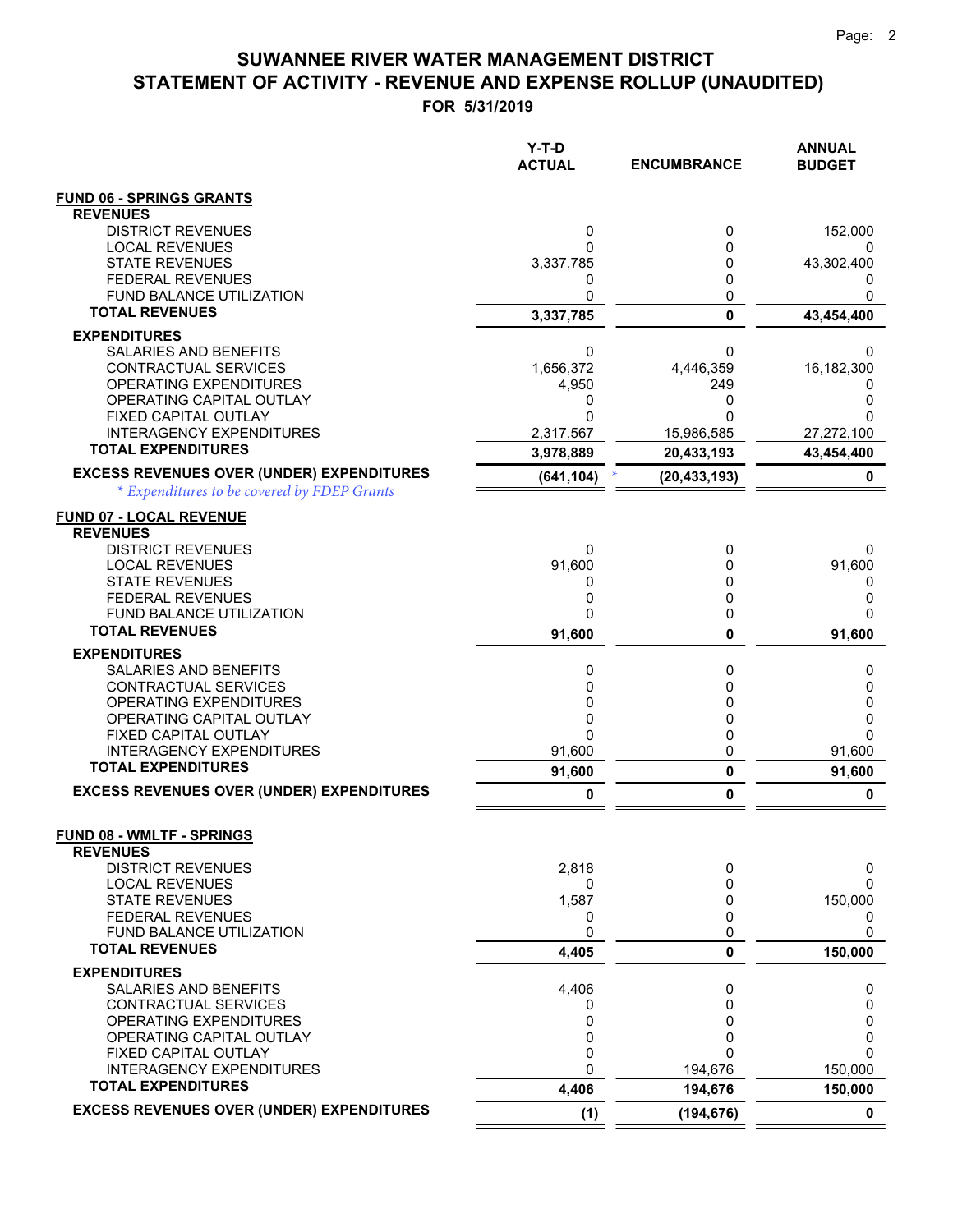# SUWANNEE RIVER WATER MANAGEMENT DISTRICT
## STATEMENT OF ACTIVITY - REVENUE AND EXPENSE ROLLUP (UNAUDITED)
### FOR 5/31/2019

| | Y-T-D ACTUAL | ENCUMBRANCE | ANNUAL BUDGET |
|---|---|---|---|
| **FUND 06 - SPRINGS GRANTS** | | | |
| **REVENUES** | | | |
| DISTRICT REVENUES | 0 | 0 | 152,000 |
| LOCAL REVENUES | 0 | 0 | 0 |
| STATE REVENUES | 3,337,785 | 0 | 43,302,400 |
| FEDERAL REVENUES | 0 | 0 | 0 |
| FUND BALANCE UTILIZATION | 0 | 0 | 0 |
| **TOTAL REVENUES** | **3,337,785** | **0** | **43,454,400** |
| **EXPENDITURES** | | | |
| SALARIES AND BENEFITS | 0 | 0 | 0 |
| CONTRACTUAL SERVICES | 1,656,372 | 4,446,359 | 16,182,300 |
| OPERATING EXPENDITURES | 4,950 | 249 | 0 |
| OPERATING CAPITAL OUTLAY | 0 | 0 | 0 |
| FIXED CAPITAL OUTLAY | 0 | 0 | 0 |
| INTERAGENCY EXPENDITURES | 2,317,567 | 15,986,585 | 27,272,100 |
| **TOTAL EXPENDITURES** | **3,978,889** | **20,433,193** | **43,454,400** |
| **EXCESS REVENUES OVER (UNDER) EXPENDITURES** | **(641,104)** * | **(20,433,193)** | **0** |

*\* Expenditures to be covered by FDEP Grants*

| | Y-T-D ACTUAL | ENCUMBRANCE | ANNUAL BUDGET |
|---|---|---|---|
| **FUND 07 - LOCAL REVENUE** | | | |
| **REVENUES** | | | |
| DISTRICT REVENUES | 0 | 0 | 0 |
| LOCAL REVENUES | 91,600 | 0 | 91,600 |
| STATE REVENUES | 0 | 0 | 0 |
| FEDERAL REVENUES | 0 | 0 | 0 |
| FUND BALANCE UTILIZATION | 0 | 0 | 0 |
| **TOTAL REVENUES** | **91,600** | **0** | **91,600** |
| **EXPENDITURES** | | | |
| SALARIES AND BENEFITS | 0 | 0 | 0 |
| CONTRACTUAL SERVICES | 0 | 0 | 0 |
| OPERATING EXPENDITURES | 0 | 0 | 0 |
| OPERATING CAPITAL OUTLAY | 0 | 0 | 0 |
| FIXED CAPITAL OUTLAY | 0 | 0 | 0 |
| INTERAGENCY EXPENDITURES | 91,600 | 0 | 91,600 |
| **TOTAL EXPENDITURES** | **91,600** | **0** | **91,600** |
| **EXCESS REVENUES OVER (UNDER) EXPENDITURES** | **0** | **0** | **0** |
| **FUND 08 - WMLTF - SPRINGS** | | | |
| **REVENUES** | | | |
| DISTRICT REVENUES | 2,818 | 0 | 0 |
| LOCAL REVENUES | 0 | 0 | 0 |
| STATE REVENUES | 1,587 | 0 | 150,000 |
| FEDERAL REVENUES | 0 | 0 | 0 |
| FUND BALANCE UTILIZATION | 0 | 0 | 0 |
| **TOTAL REVENUES** | **4,405** | **0** | **150,000** |
| **EXPENDITURES** | | | |
| SALARIES AND BENEFITS | 4,406 | 0 | 0 |
| CONTRACTUAL SERVICES | 0 | 0 | 0 |
| OPERATING EXPENDITURES | 0 | 0 | 0 |
| OPERATING CAPITAL OUTLAY | 0 | 0 | 0 |
| FIXED CAPITAL OUTLAY | 0 | 0 | 0 |
| INTERAGENCY EXPENDITURES | 0 | 194,676 | 150,000 |
| **TOTAL EXPENDITURES** | **4,406** | **194,676** | **150,000** |
| **EXCESS REVENUES OVER (UNDER) EXPENDITURES** | **(1)** | **(194,676)** | **0** |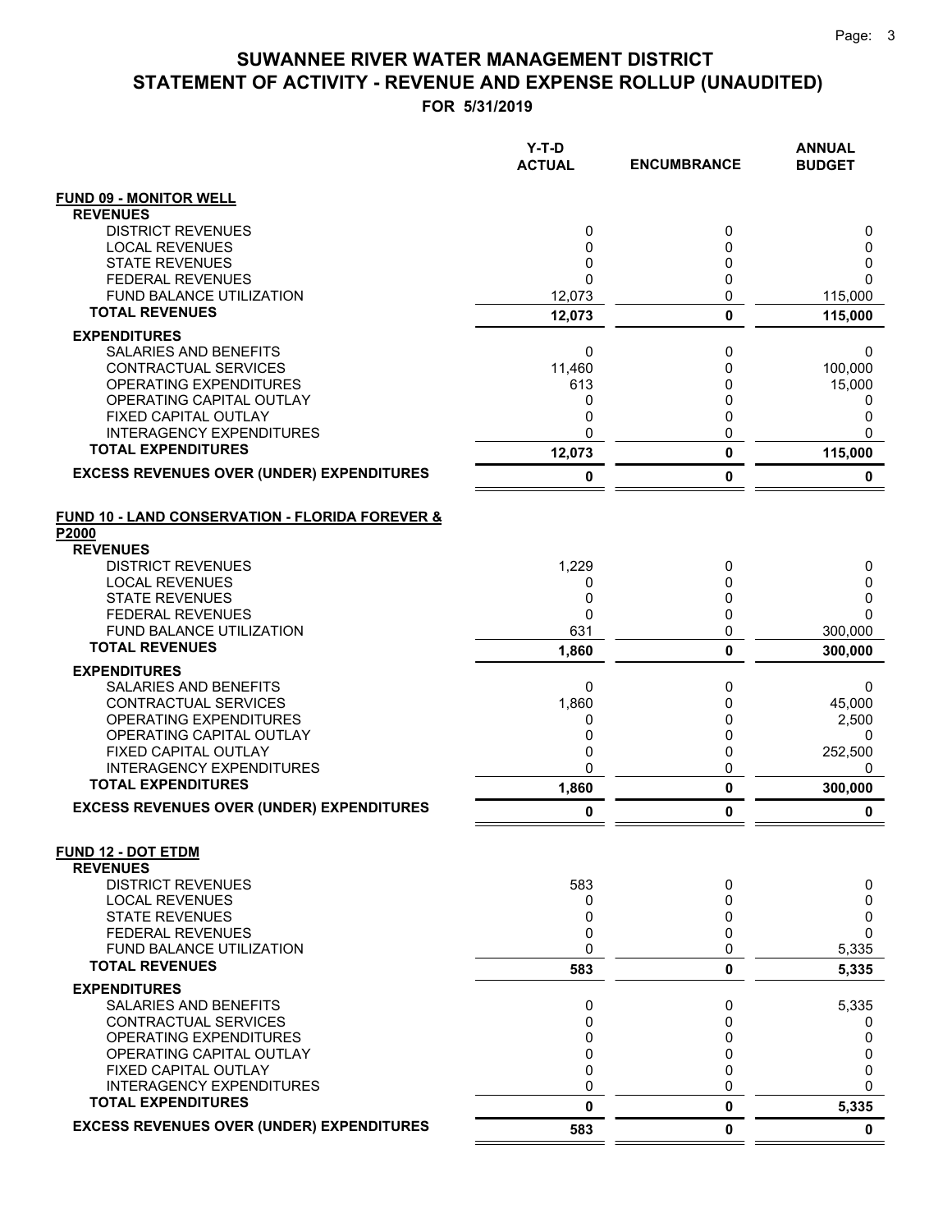# SUWANNEE RIVER WATER MANAGEMENT DISTRICT
# STATEMENT OF ACTIVITY - REVENUE AND EXPENSE ROLLUP (UNAUDITED)
## FOR 5/31/2019

| | Y-T-D ACTUAL | ENCUMBRANCE | ANNUAL BUDGET |
|---|---|---|---|
| **FUND 09 - MONITOR WELL** | | | |
| **REVENUES** | | | |
| DISTRICT REVENUES | 0 | 0 | 0 |
| LOCAL REVENUES | 0 | 0 | 0 |
| STATE REVENUES | 0 | 0 | 0 |
| FEDERAL REVENUES | 0 | 0 | 0 |
| FUND BALANCE UTILIZATION | 12,073 | 0 | 115,000 |
| **TOTAL REVENUES** | **12,073** | **0** | **115,000** |
| **EXPENDITURES** | | | |
| SALARIES AND BENEFITS | 0 | 0 | 0 |
| CONTRACTUAL SERVICES | 11,460 | 0 | 100,000 |
| OPERATING EXPENDITURES | 613 | 0 | 15,000 |
| OPERATING CAPITAL OUTLAY | 0 | 0 | 0 |
| FIXED CAPITAL OUTLAY | 0 | 0 | 0 |
| INTERAGENCY EXPENDITURES | 0 | 0 | 0 |
| **TOTAL EXPENDITURES** | **12,073** | **0** | **115,000** |
| **EXCESS REVENUES OVER (UNDER) EXPENDITURES** | **0** | **0** | **0** |
| **FUND 10 - LAND CONSERVATION - FLORIDA FOREVER & P2000** | | | |
| **REVENUES** | | | |
| DISTRICT REVENUES | 1,229 | 0 | 0 |
| LOCAL REVENUES | 0 | 0 | 0 |
| STATE REVENUES | 0 | 0 | 0 |
| FEDERAL REVENUES | 0 | 0 | 0 |
| FUND BALANCE UTILIZATION | 631 | 0 | 300,000 |
| **TOTAL REVENUES** | **1,860** | **0** | **300,000** |
| **EXPENDITURES** | | | |
| SALARIES AND BENEFITS | 0 | 0 | 0 |
| CONTRACTUAL SERVICES | 1,860 | 0 | 45,000 |
| OPERATING EXPENDITURES | 0 | 0 | 2,500 |
| OPERATING CAPITAL OUTLAY | 0 | 0 | 0 |
| FIXED CAPITAL OUTLAY | 0 | 0 | 252,500 |
| INTERAGENCY EXPENDITURES | 0 | 0 | 0 |
| **TOTAL EXPENDITURES** | **1,860** | **0** | **300,000** |
| **EXCESS REVENUES OVER (UNDER) EXPENDITURES** | **0** | **0** | **0** |
| **FUND 12 - DOT ETDM** | | | |
| **REVENUES** | | | |
| DISTRICT REVENUES | 583 | 0 | 0 |
| LOCAL REVENUES | 0 | 0 | 0 |
| STATE REVENUES | 0 | 0 | 0 |
| FEDERAL REVENUES | 0 | 0 | 0 |
| FUND BALANCE UTILIZATION | 0 | 0 | 5,335 |
| **TOTAL REVENUES** | **583** | **0** | **5,335** |
| **EXPENDITURES** | | | |
| SALARIES AND BENEFITS | 0 | 0 | 5,335 |
| CONTRACTUAL SERVICES | 0 | 0 | 0 |
| OPERATING EXPENDITURES | 0 | 0 | 0 |
| OPERATING CAPITAL OUTLAY | 0 | 0 | 0 |
| FIXED CAPITAL OUTLAY | 0 | 0 | 0 |
| INTERAGENCY EXPENDITURES | 0 | 0 | 0 |
| **TOTAL EXPENDITURES** | **0** | **0** | **5,335** |
| **EXCESS REVENUES OVER (UNDER) EXPENDITURES** | **583** | **0** | **0** |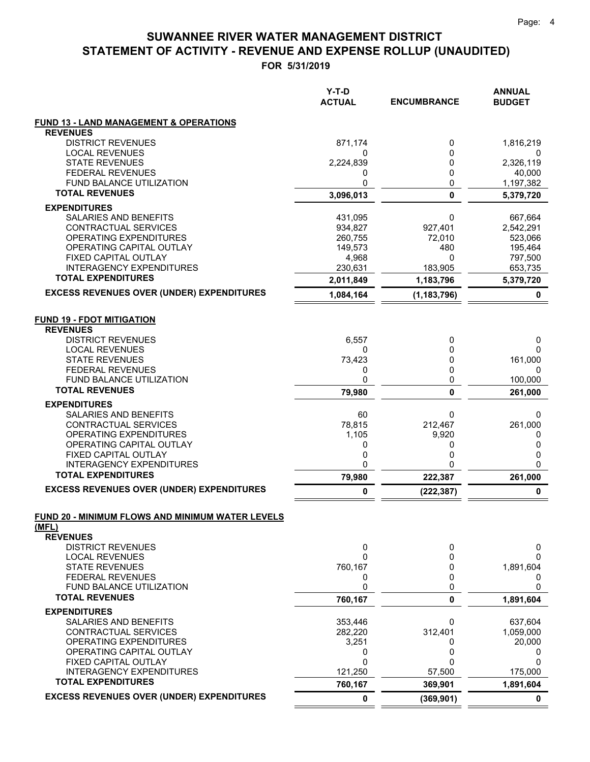# SUWANNEE RIVER WATER MANAGEMENT DISTRICT
# STATEMENT OF ACTIVITY - REVENUE AND EXPENSE ROLLUP (UNAUDITED)

**FOR 5/31/2019**

| | Y-T-D ACTUAL | ENCUMBRANCE | ANNUAL BUDGET |
|---|---|---|---|
| **FUND 13 - LAND MANAGEMENT & OPERATIONS** | | | |
| **REVENUES** | | | |
| DISTRICT REVENUES | 871,174 | 0 | 1,816,219 |
| LOCAL REVENUES | 0 | 0 | 0 |
| STATE REVENUES | 2,224,839 | 0 | 2,326,119 |
| FEDERAL REVENUES | 0 | 0 | 40,000 |
| FUND BALANCE UTILIZATION | 0 | 0 | 1,197,382 |
| **TOTAL REVENUES** | **3,096,013** | **0** | **5,379,720** |
| **EXPENDITURES** | | | |
| SALARIES AND BENEFITS | 431,095 | 0 | 667,664 |
| CONTRACTUAL SERVICES | 934,827 | 927,401 | 2,542,291 |
| OPERATING EXPENDITURES | 260,755 | 72,010 | 523,066 |
| OPERATING CAPITAL OUTLAY | 149,573 | 480 | 195,464 |
| FIXED CAPITAL OUTLAY | 4,968 | 0 | 797,500 |
| INTERAGENCY EXPENDITURES | 230,631 | 183,905 | 653,735 |
| **TOTAL EXPENDITURES** | **2,011,849** | **1,183,796** | **5,379,720** |
| **EXCESS REVENUES OVER (UNDER) EXPENDITURES** | **1,084,164** | **(1,183,796)** | **0** |
| **FUND 19 - FDOT MITIGATION** | | | |
| **REVENUES** | | | |
| DISTRICT REVENUES | 6,557 | 0 | 0 |
| LOCAL REVENUES | 0 | 0 | 0 |
| STATE REVENUES | 73,423 | 0 | 161,000 |
| FEDERAL REVENUES | 0 | 0 | 0 |
| FUND BALANCE UTILIZATION | 0 | 0 | 100,000 |
| **TOTAL REVENUES** | **79,980** | **0** | **261,000** |
| **EXPENDITURES** | | | |
| SALARIES AND BENEFITS | 60 | 0 | 0 |
| CONTRACTUAL SERVICES | 78,815 | 212,467 | 261,000 |
| OPERATING EXPENDITURES | 1,105 | 9,920 | 0 |
| OPERATING CAPITAL OUTLAY | 0 | 0 | 0 |
| FIXED CAPITAL OUTLAY | 0 | 0 | 0 |
| INTERAGENCY EXPENDITURES | 0 | 0 | 0 |
| **TOTAL EXPENDITURES** | **79,980** | **222,387** | **261,000** |
| **EXCESS REVENUES OVER (UNDER) EXPENDITURES** | **0** | **(222,387)** | **0** |
| **FUND 20 - MINIMUM FLOWS AND MINIMUM WATER LEVELS (MFL)** | | | |
| **REVENUES** | | | |
| DISTRICT REVENUES | 0 | 0 | 0 |
| LOCAL REVENUES | 0 | 0 | 0 |
| STATE REVENUES | 760,167 | 0 | 1,891,604 |
| FEDERAL REVENUES | 0 | 0 | 0 |
| FUND BALANCE UTILIZATION | 0 | 0 | 0 |
| **TOTAL REVENUES** | **760,167** | **0** | **1,891,604** |
| **EXPENDITURES** | | | |
| SALARIES AND BENEFITS | 353,446 | 0 | 637,604 |
| CONTRACTUAL SERVICES | 282,220 | 312,401 | 1,059,000 |
| OPERATING EXPENDITURES | 3,251 | 0 | 20,000 |
| OPERATING CAPITAL OUTLAY | 0 | 0 | 0 |
| FIXED CAPITAL OUTLAY | 0 | 0 | 0 |
| INTERAGENCY EXPENDITURES | 121,250 | 57,500 | 175,000 |
| **TOTAL EXPENDITURES** | **760,167** | **369,901** | **1,891,604** |
| **EXCESS REVENUES OVER (UNDER) EXPENDITURES** | **0** | **(369,901)** | **0** |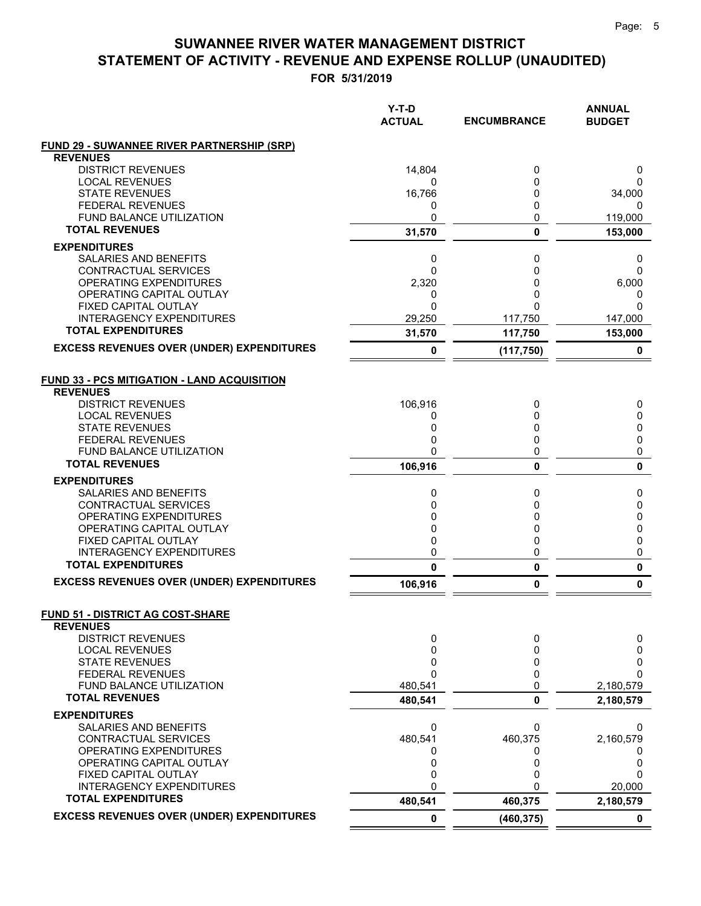# SUWANNEE RIVER WATER MANAGEMENT DISTRICT

## STATEMENT OF ACTIVITY - REVENUE AND EXPENSE ROLLUP (UNAUDITED)

**FOR 5/31/2019**

| | Y-T-D ACTUAL | ENCUMBRANCE | ANNUAL BUDGET |
|---|---|---|---|
| **FUND 29 - SUWANNEE RIVER PARTNERSHIP (SRP)** | | | |
| **REVENUES** | | | |
| DISTRICT REVENUES | 14,804 | 0 | 0 |
| LOCAL REVENUES | 0 | 0 | 0 |
| STATE REVENUES | 16,766 | 0 | 34,000 |
| FEDERAL REVENUES | 0 | 0 | 0 |
| FUND BALANCE UTILIZATION | 0 | 0 | 119,000 |
| **TOTAL REVENUES** | **31,570** | **0** | **153,000** |
| **EXPENDITURES** | | | |
| SALARIES AND BENEFITS | 0 | 0 | 0 |
| CONTRACTUAL SERVICES | 0 | 0 | 0 |
| OPERATING EXPENDITURES | 2,320 | 0 | 6,000 |
| OPERATING CAPITAL OUTLAY | 0 | 0 | 0 |
| FIXED CAPITAL OUTLAY | 0 | 0 | 0 |
| INTERAGENCY EXPENDITURES | 29,250 | 117,750 | 147,000 |
| **TOTAL EXPENDITURES** | **31,570** | **117,750** | **153,000** |
| **EXCESS REVENUES OVER (UNDER) EXPENDITURES** | **0** | **(117,750)** | **0** |
| **FUND 33 - PCS MITIGATION - LAND ACQUISITION** | | | |
| **REVENUES** | | | |
| DISTRICT REVENUES | 106,916 | 0 | 0 |
| LOCAL REVENUES | 0 | 0 | 0 |
| STATE REVENUES | 0 | 0 | 0 |
| FEDERAL REVENUES | 0 | 0 | 0 |
| FUND BALANCE UTILIZATION | 0 | 0 | 0 |
| **TOTAL REVENUES** | **106,916** | **0** | **0** |
| **EXPENDITURES** | | | |
| SALARIES AND BENEFITS | 0 | 0 | 0 |
| CONTRACTUAL SERVICES | 0 | 0 | 0 |
| OPERATING EXPENDITURES | 0 | 0 | 0 |
| OPERATING CAPITAL OUTLAY | 0 | 0 | 0 |
| FIXED CAPITAL OUTLAY | 0 | 0 | 0 |
| INTERAGENCY EXPENDITURES | 0 | 0 | 0 |
| **TOTAL EXPENDITURES** | **0** | **0** | **0** |
| **EXCESS REVENUES OVER (UNDER) EXPENDITURES** | **106,916** | **0** | **0** |
| **FUND 51 - DISTRICT AG COST-SHARE** | | | |
| **REVENUES** | | | |
| DISTRICT REVENUES | 0 | 0 | 0 |
| LOCAL REVENUES | 0 | 0 | 0 |
| STATE REVENUES | 0 | 0 | 0 |
| FEDERAL REVENUES | 0 | 0 | 0 |
| FUND BALANCE UTILIZATION | 480,541 | 0 | 2,180,579 |
| **TOTAL REVENUES** | **480,541** | **0** | **2,180,579** |
| **EXPENDITURES** | | | |
| SALARIES AND BENEFITS | 0 | 0 | 0 |
| CONTRACTUAL SERVICES | 480,541 | 460,375 | 2,160,579 |
| OPERATING EXPENDITURES | 0 | 0 | 0 |
| OPERATING CAPITAL OUTLAY | 0 | 0 | 0 |
| FIXED CAPITAL OUTLAY | 0 | 0 | 0 |
| INTERAGENCY EXPENDITURES | 0 | 0 | 20,000 |
| **TOTAL EXPENDITURES** | **480,541** | **460,375** | **2,180,579** |
| **EXCESS REVENUES OVER (UNDER) EXPENDITURES** | **0** | **(460,375)** | **0** |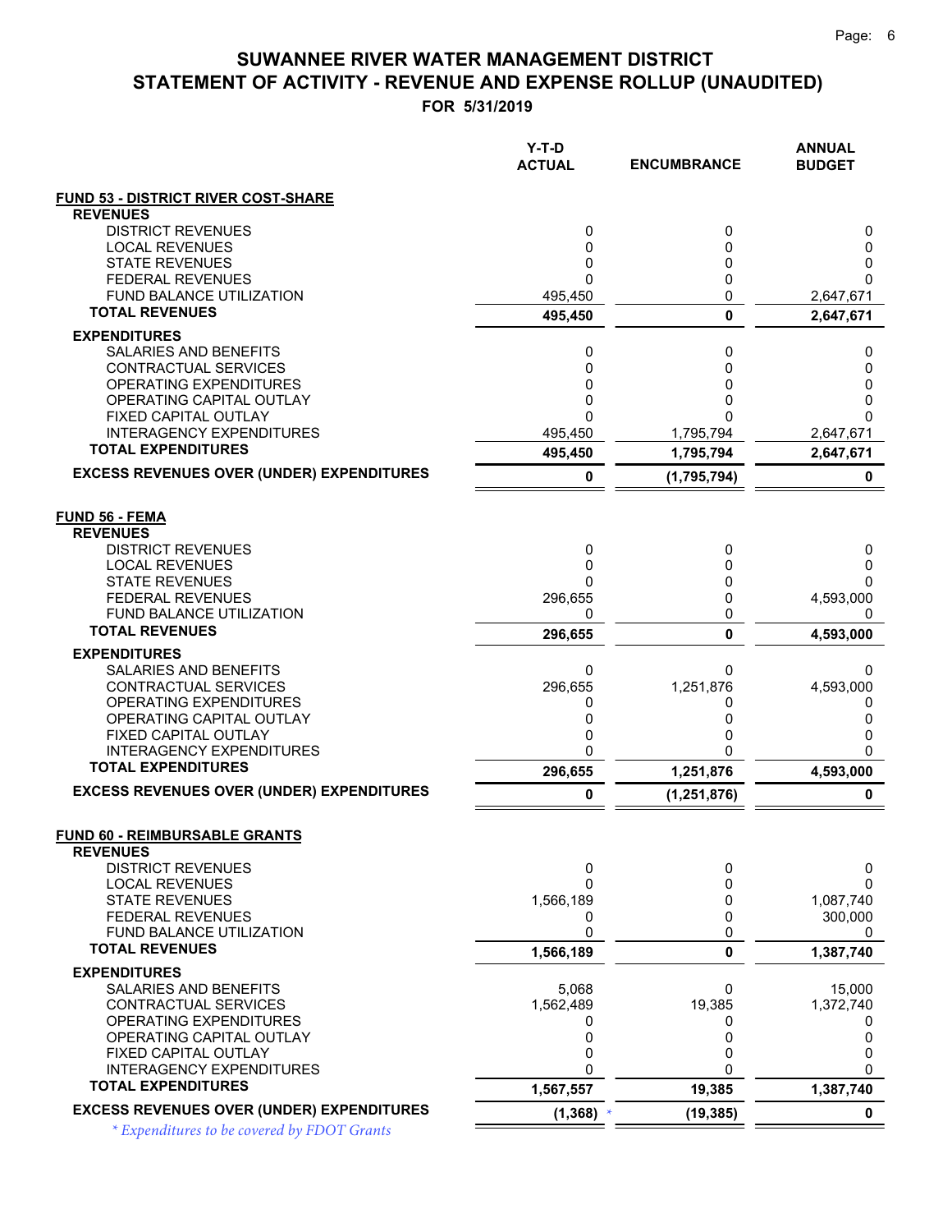# SUWANNEE RIVER WATER MANAGEMENT DISTRICT
# STATEMENT OF ACTIVITY - REVENUE AND EXPENSE ROLLUP (UNAUDITED)
## FOR 5/31/2019

| | Y-T-D ACTUAL | ENCUMBRANCE | ANNUAL BUDGET |
|---|---|---|---|
| **FUND 53 - DISTRICT RIVER COST-SHARE** | | | |
| **REVENUES** | | | |
| DISTRICT REVENUES | 0 | 0 | 0 |
| LOCAL REVENUES | 0 | 0 | 0 |
| STATE REVENUES | 0 | 0 | 0 |
| FEDERAL REVENUES | 0 | 0 | 0 |
| FUND BALANCE UTILIZATION | 495,450 | 0 | 2,647,671 |
| **TOTAL REVENUES** | **495,450** | **0** | **2,647,671** |
| **EXPENDITURES** | | | |
| SALARIES AND BENEFITS | 0 | 0 | 0 |
| CONTRACTUAL SERVICES | 0 | 0 | 0 |
| OPERATING EXPENDITURES | 0 | 0 | 0 |
| OPERATING CAPITAL OUTLAY | 0 | 0 | 0 |
| FIXED CAPITAL OUTLAY | 0 | 0 | 0 |
| INTERAGENCY EXPENDITURES | 495,450 | 1,795,794 | 2,647,671 |
| **TOTAL EXPENDITURES** | **495,450** | **1,795,794** | **2,647,671** |
| **EXCESS REVENUES OVER (UNDER) EXPENDITURES** | **0** | **(1,795,794)** | **0** |
| **FUND 56 - FEMA** | | | |
| **REVENUES** | | | |
| DISTRICT REVENUES | 0 | 0 | 0 |
| LOCAL REVENUES | 0 | 0 | 0 |
| STATE REVENUES | 0 | 0 | 0 |
| FEDERAL REVENUES | 296,655 | 0 | 4,593,000 |
| FUND BALANCE UTILIZATION | 0 | 0 | 0 |
| **TOTAL REVENUES** | **296,655** | **0** | **4,593,000** |
| **EXPENDITURES** | | | |
| SALARIES AND BENEFITS | 0 | 0 | 0 |
| CONTRACTUAL SERVICES | 296,655 | 1,251,876 | 4,593,000 |
| OPERATING EXPENDITURES | 0 | 0 | 0 |
| OPERATING CAPITAL OUTLAY | 0 | 0 | 0 |
| FIXED CAPITAL OUTLAY | 0 | 0 | 0 |
| INTERAGENCY EXPENDITURES | 0 | 0 | 0 |
| **TOTAL EXPENDITURES** | **296,655** | **1,251,876** | **4,593,000** |
| **EXCESS REVENUES OVER (UNDER) EXPENDITURES** | **0** | **(1,251,876)** | **0** |
| **FUND 60 - REIMBURSABLE GRANTS** | | | |
| **REVENUES** | | | |
| DISTRICT REVENUES | 0 | 0 | 0 |
| LOCAL REVENUES | 0 | 0 | 0 |
| STATE REVENUES | 1,566,189 | 0 | 1,087,740 |
| FEDERAL REVENUES | 0 | 0 | 300,000 |
| FUND BALANCE UTILIZATION | 0 | 0 | 0 |
| **TOTAL REVENUES** | **1,566,189** | **0** | **1,387,740** |
| **EXPENDITURES** | | | |
| SALARIES AND BENEFITS | 5,068 | 0 | 15,000 |
| CONTRACTUAL SERVICES | 1,562,489 | 19,385 | 1,372,740 |
| OPERATING EXPENDITURES | 0 | 0 | 0 |
| OPERATING CAPITAL OUTLAY | 0 | 0 | 0 |
| FIXED CAPITAL OUTLAY | 0 | 0 | 0 |
| INTERAGENCY EXPENDITURES | 0 | 0 | 0 |
| **TOTAL EXPENDITURES** | **1,567,557** | **19,385** | **1,387,740** |
| **EXCESS REVENUES OVER (UNDER) EXPENDITURES** | **(1,368)** * | **(19,385)** | **0** |

*\* Expenditures to be covered by FDOT Grants*